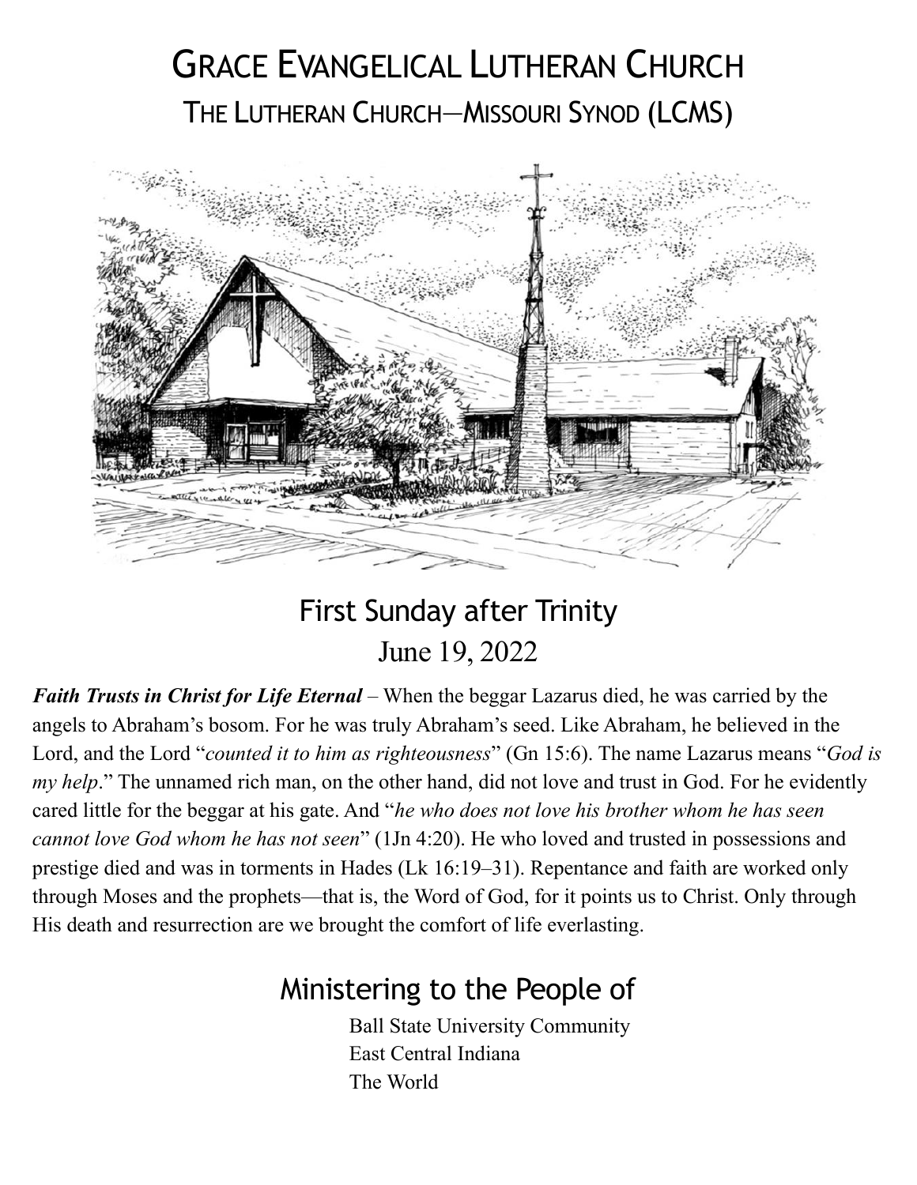# GRACE EVANGELICAL LUTHERAN CHURCH

## THE LUTHERAN CHURCH—MISSOURI SYNOD (LCMS)

## First Sunday after Trinity

June 19, 2022

***Faith Trusts in Christ for Life Eternal*** – When the beggar Lazarus died, he was carried by the angels to Abraham's bosom. For he was truly Abraham's seed. Like Abraham, he believed in the Lord, and the Lord "*counted it to him as righteousness*" (Gn 15:6). The name Lazarus means "*God is my help*." The unnamed rich man, on the other hand, did not love and trust in God. For he evidently cared little for the beggar at his gate. And "*he who does not love his brother whom he has seen cannot love God whom he has not seen*" (1Jn 4:20). He who loved and trusted in possessions and prestige died and was in torments in Hades (Lk 16:19–31). Repentance and faith are worked only through Moses and the prophets—that is, the Word of God, for it points us to Christ. Only through His death and resurrection are we brought the comfort of life everlasting.

## Ministering to the People of

Ball State University Community
East Central Indiana
The World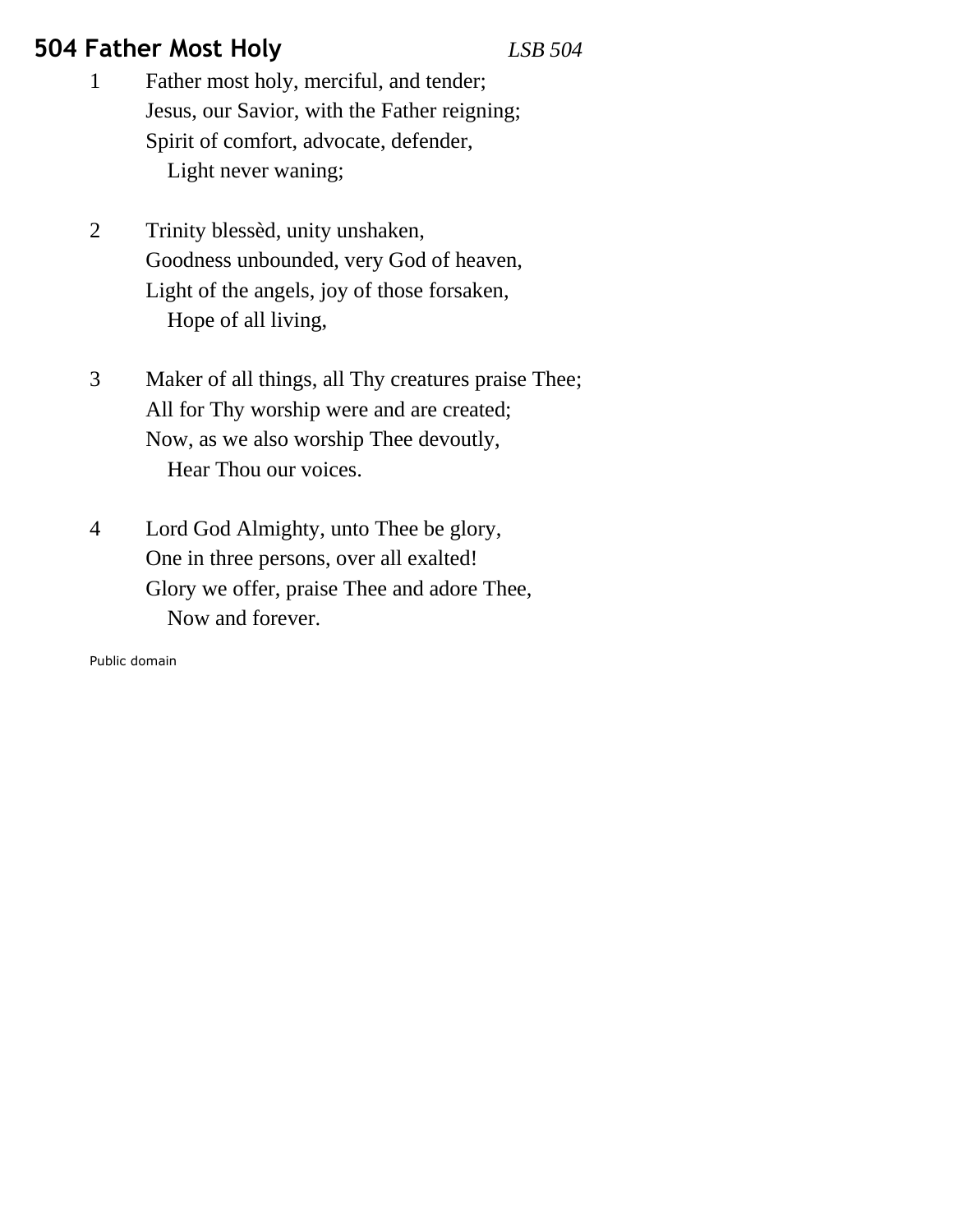## 504 Father Most Holy *LSB 504*

1 Father most holy, merciful, and tender;
Jesus, our Savior, with the Father reigning;
Spirit of comfort, advocate, defender,
  Light never waning;

2 Trinity blessèd, unity unshaken,
Goodness unbounded, very God of heaven,
Light of the angels, joy of those forsaken,
  Hope of all living,

3 Maker of all things, all Thy creatures praise Thee;
All for Thy worship were and are created;
Now, as we also worship Thee devoutly,
  Hear Thou our voices.

4 Lord God Almighty, unto Thee be glory,
One in three persons, over all exalted!
Glory we offer, praise Thee and adore Thee,
  Now and forever.

Public domain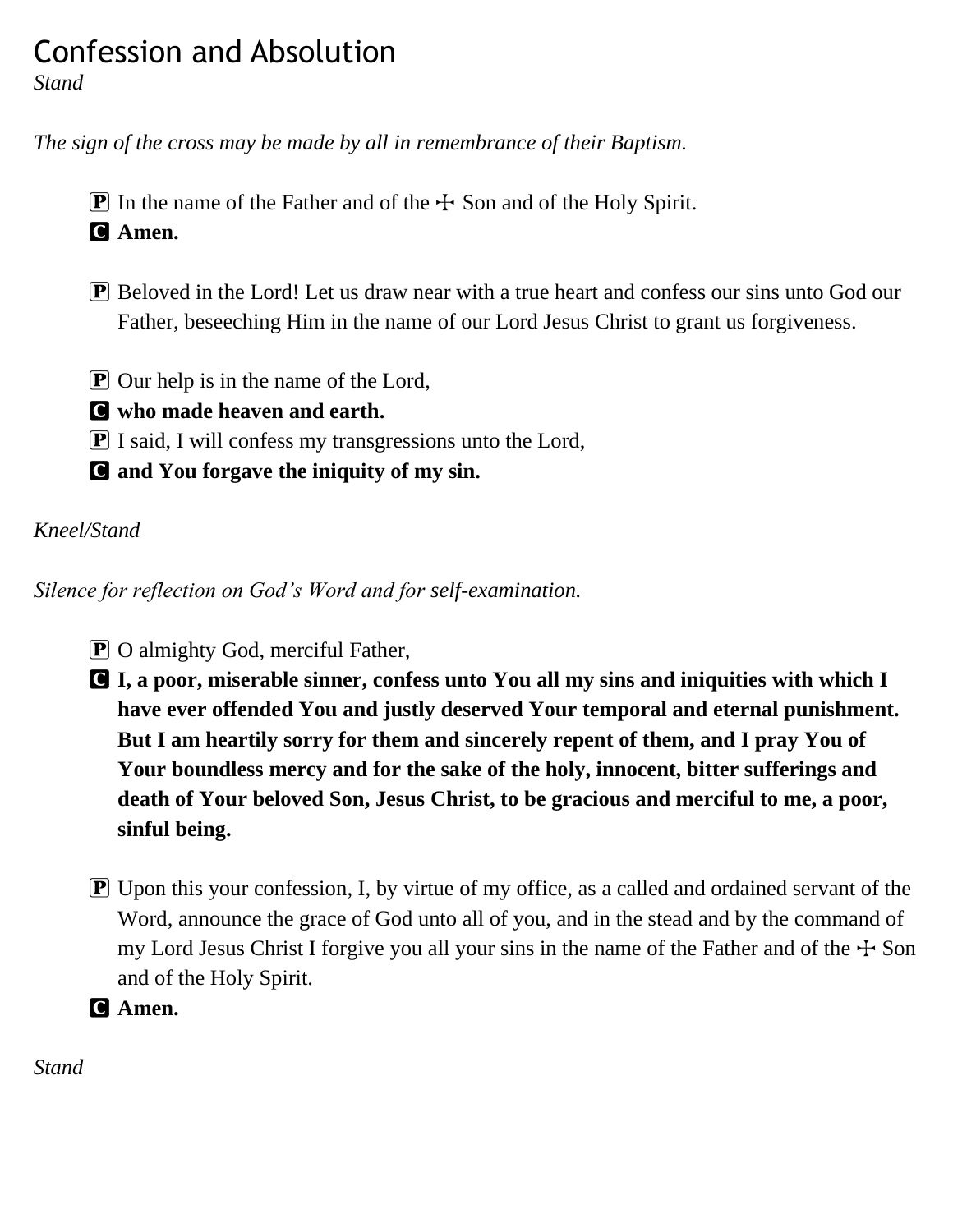# Confession and Absolution

*Stand*

*The sign of the cross may be made by all in remembrance of their Baptism.*

P In the name of the Father and of the ☩ Son and of the Holy Spirit.

C **Amen.**

P Beloved in the Lord! Let us draw near with a true heart and confess our sins unto God our Father, beseeching Him in the name of our Lord Jesus Christ to grant us forgiveness.

P Our help is in the name of the Lord,

C **who made heaven and earth.**

P I said, I will confess my transgressions unto the Lord,

C **and You forgave the iniquity of my sin.**

*Kneel/Stand*

*Silence for reflection on God's Word and for self-examination.*

P O almighty God, merciful Father,

C **I, a poor, miserable sinner, confess unto You all my sins and iniquities with which I have ever offended You and justly deserved Your temporal and eternal punishment. But I am heartily sorry for them and sincerely repent of them, and I pray You of Your boundless mercy and for the sake of the holy, innocent, bitter sufferings and death of Your beloved Son, Jesus Christ, to be gracious and merciful to me, a poor, sinful being.**

P Upon this your confession, I, by virtue of my office, as a called and ordained servant of the Word, announce the grace of God unto all of you, and in the stead and by the command of my Lord Jesus Christ I forgive you all your sins in the name of the Father and of the ☩ Son and of the Holy Spirit.

C **Amen.**

*Stand*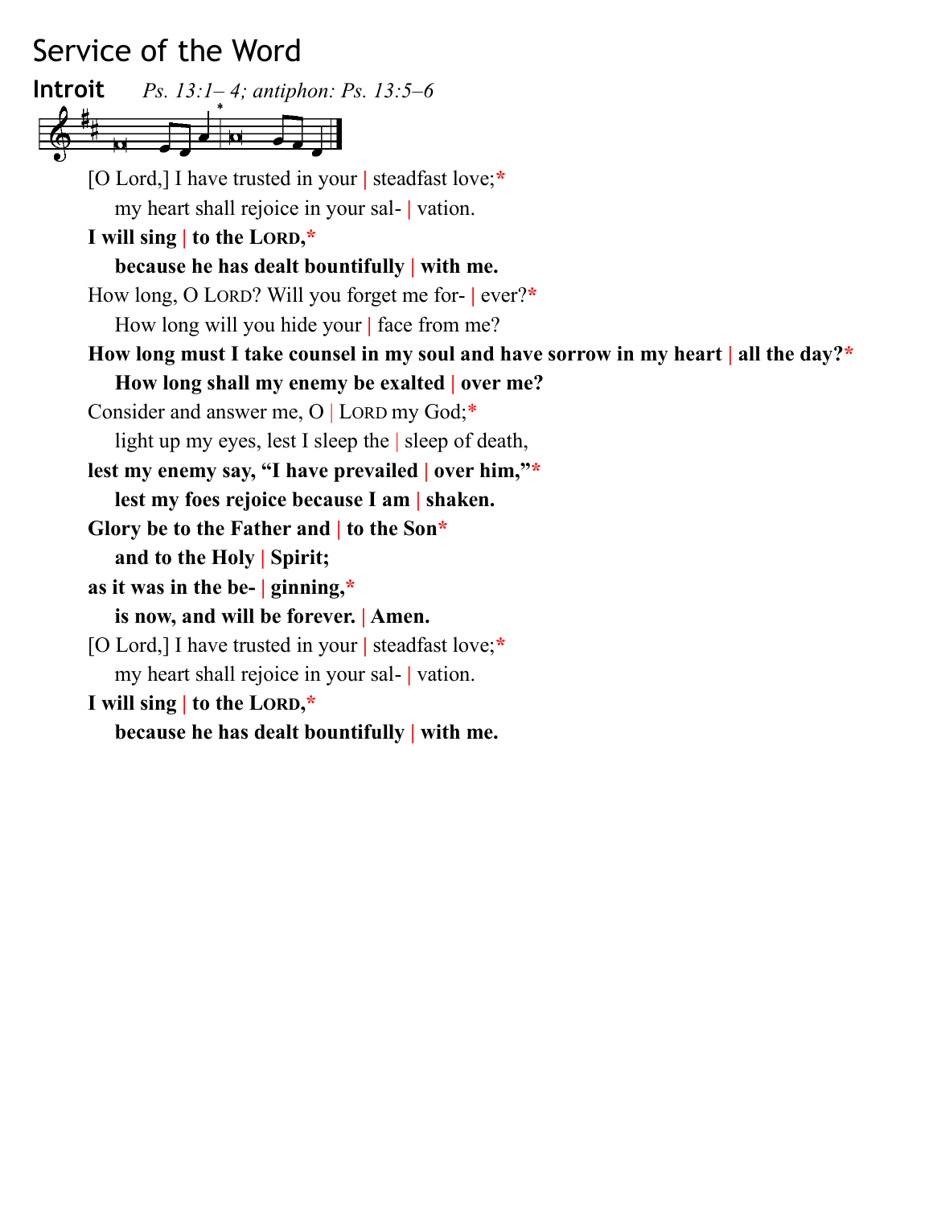# Service of the Word

## Introit *Ps. 13:1– 4; antiphon: Ps. 13:5–6*

[O Lord,] I have trusted in your | steadfast love;*
  my heart shall rejoice in your sal- | vation.
**I will sing | to the LORD,***
  **because he has dealt bountifully | with me.**
How long, O LORD? Will you forget me for- | ever?*
  How long will you hide your | face from me?
**How long must I take counsel in my soul and have sorrow in my heart | all the day?***
  **How long shall my enemy be exalted | over me?**
Consider and answer me, O | LORD my God;*
  light up my eyes, lest I sleep the | sleep of death,
**lest my enemy say, "I have prevailed | over him,"***
  **lest my foes rejoice because I am | shaken.**
**Glory be to the Father and | to the Son***
  **and to the Holy | Spirit;**
**as it was in the be- | ginning,***
  **is now, and will be forever. | Amen.**
[O Lord,] I have trusted in your | steadfast love;*
  my heart shall rejoice in your sal- | vation.
**I will sing | to the LORD,***
  **because he has dealt bountifully | with me.**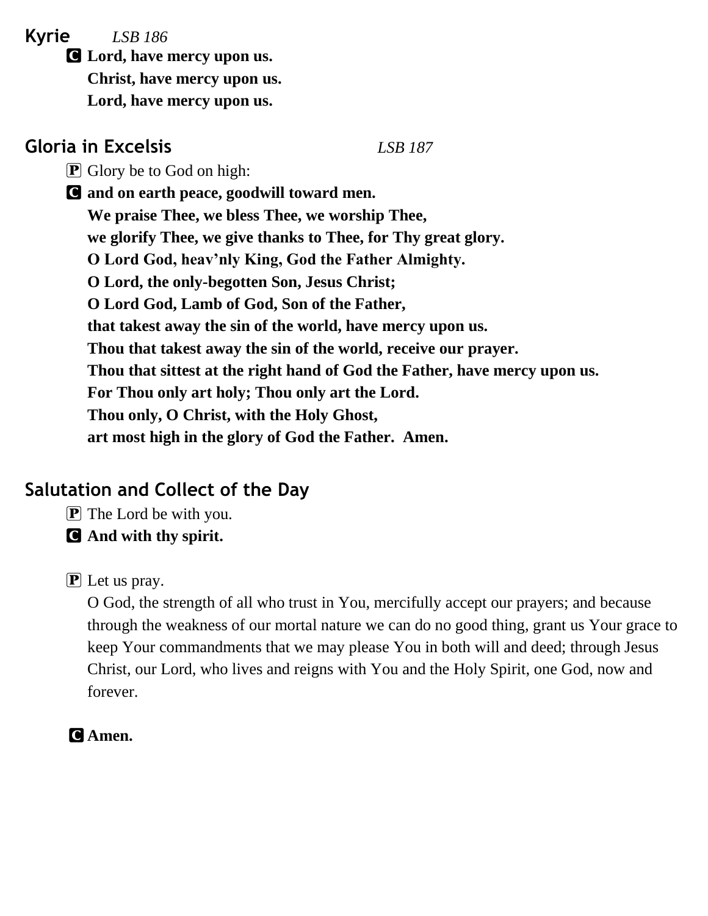## Kyrie *LSB 186*

**C** **Lord, have mercy upon us.**
**Christ, have mercy upon us.**
**Lord, have mercy upon us.**

## Gloria in Excelsis *LSB 187*

**P** Glory be to God on high:

**C** **and on earth peace, goodwill toward men.**
**We praise Thee, we bless Thee, we worship Thee,**
**we glorify Thee, we give thanks to Thee, for Thy great glory.**
**O Lord God, heav'nly King, God the Father Almighty.**
**O Lord, the only-begotten Son, Jesus Christ;**
**O Lord God, Lamb of God, Son of the Father,**
**that takest away the sin of the world, have mercy upon us.**
**Thou that takest away the sin of the world, receive our prayer.**
**Thou that sittest at the right hand of God the Father, have mercy upon us.**
**For Thou only art holy; Thou only art the Lord.**
**Thou only, O Christ, with the Holy Ghost,**
**art most high in the glory of God the Father. Amen.**

## Salutation and Collect of the Day

**P** The Lord be with you.

**C** **And with thy spirit.**

**P** Let us pray.
O God, the strength of all who trust in You, mercifully accept our prayers; and because through the weakness of our mortal nature we can do no good thing, grant us Your grace to keep Your commandments that we may please You in both will and deed; through Jesus Christ, our Lord, who lives and reigns with You and the Holy Spirit, one God, now and forever.

**C** **Amen.**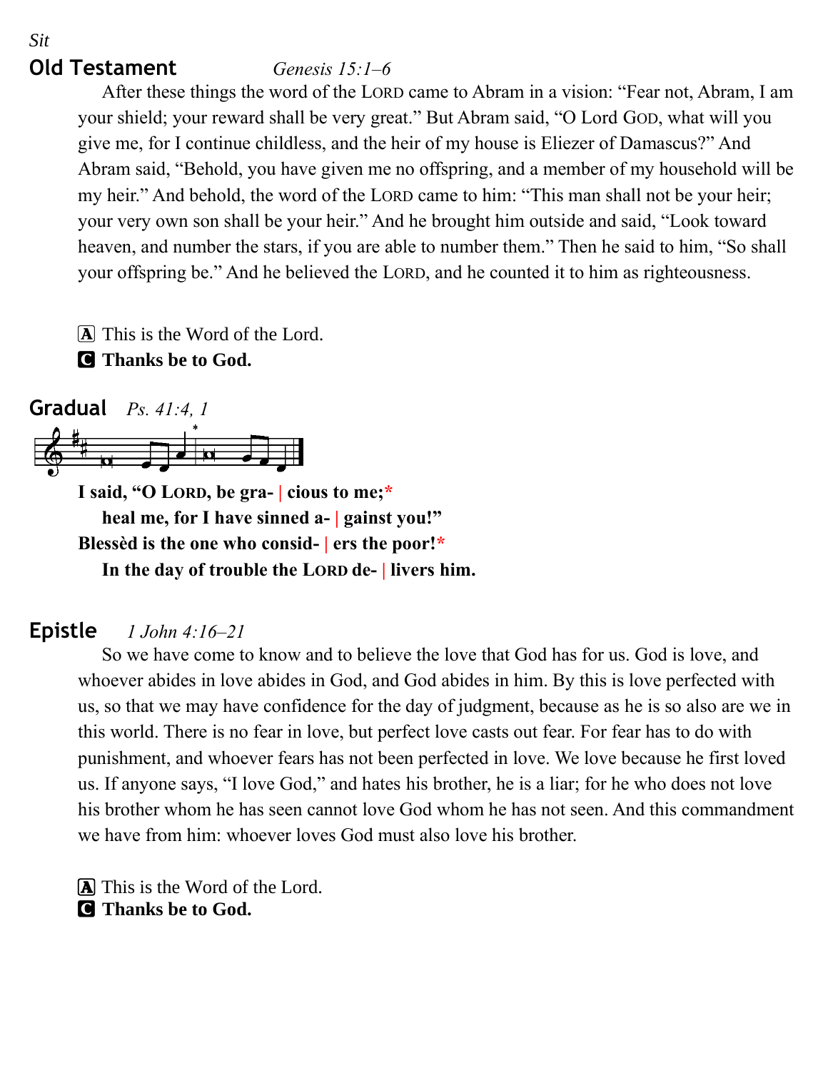*Sit*

## Old Testament *Genesis 15:1–6*

After these things the word of the LORD came to Abram in a vision: "Fear not, Abram, I am your shield; your reward shall be very great." But Abram said, "O Lord GOD, what will you give me, for I continue childless, and the heir of my house is Eliezer of Damascus?" And Abram said, "Behold, you have given me no offspring, and a member of my household will be my heir." And behold, the word of the LORD came to him: "This man shall not be your heir; your very own son shall be your heir." And he brought him outside and said, "Look toward heaven, and number the stars, if you are able to number them." Then he said to him, "So shall your offspring be." And he believed the LORD, and he counted it to him as righteousness.

A This is the Word of the Lord.
C **Thanks be to God.**

## Gradual *Ps. 41:4, 1*

**I said, "O LORD, be gra- | cious to me;***
**heal me, for I have sinned a- | gainst you!"**
**Blessèd is the one who consid- | ers the poor!***
**In the day of trouble the LORD de- | livers him.**

## Epistle *1 John 4:16–21*

So we have come to know and to believe the love that God has for us. God is love, and whoever abides in love abides in God, and God abides in him. By this is love perfected with us, so that we may have confidence for the day of judgment, because as he is so also are we in this world. There is no fear in love, but perfect love casts out fear. For fear has to do with punishment, and whoever fears has not been perfected in love. We love because he first loved us. If anyone says, "I love God," and hates his brother, he is a liar; for he who does not love his brother whom he has seen cannot love God whom he has not seen. And this commandment we have from him: whoever loves God must also love his brother.

A This is the Word of the Lord.
C **Thanks be to God.**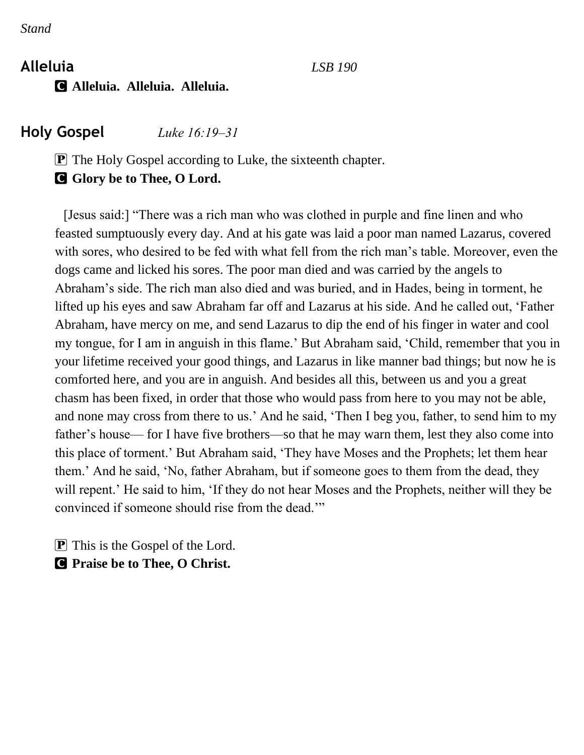*Stand*

## Alleluia *LSB 190*

**C Alleluia. Alleluia. Alleluia.**

## Holy Gospel *Luke 16:19–31*

P The Holy Gospel according to Luke, the sixteenth chapter.

**C Glory be to Thee, O Lord.**

[Jesus said:] "There was a rich man who was clothed in purple and fine linen and who feasted sumptuously every day. And at his gate was laid a poor man named Lazarus, covered with sores, who desired to be fed with what fell from the rich man's table. Moreover, even the dogs came and licked his sores. The poor man died and was carried by the angels to Abraham's side. The rich man also died and was buried, and in Hades, being in torment, he lifted up his eyes and saw Abraham far off and Lazarus at his side. And he called out, 'Father Abraham, have mercy on me, and send Lazarus to dip the end of his finger in water and cool my tongue, for I am in anguish in this flame.' But Abraham said, 'Child, remember that you in your lifetime received your good things, and Lazarus in like manner bad things; but now he is comforted here, and you are in anguish. And besides all this, between us and you a great chasm has been fixed, in order that those who would pass from here to you may not be able, and none may cross from there to us.' And he said, 'Then I beg you, father, to send him to my father's house— for I have five brothers—so that he may warn them, lest they also come into this place of torment.' But Abraham said, 'They have Moses and the Prophets; let them hear them.' And he said, 'No, father Abraham, but if someone goes to them from the dead, they will repent.' He said to him, 'If they do not hear Moses and the Prophets, neither will they be convinced if someone should rise from the dead.'"

P This is the Gospel of the Lord.

**C Praise be to Thee, O Christ.**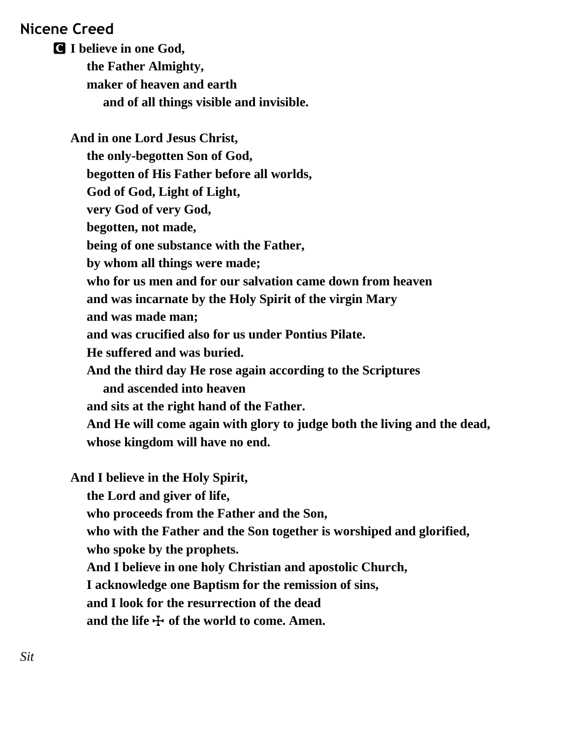## Nicene Creed

**C I believe in one God,**
**the Father Almighty,**
**maker of heaven and earth**
**and of all things visible and invisible.**

**And in one Lord Jesus Christ,**
**the only-begotten Son of God,**
**begotten of His Father before all worlds,**
**God of God, Light of Light,**
**very God of very God,**
**begotten, not made,**
**being of one substance with the Father,**
**by whom all things were made;**
**who for us men and for our salvation came down from heaven**
**and was incarnate by the Holy Spirit of the virgin Mary**
**and was made man;**
**and was crucified also for us under Pontius Pilate.**
**He suffered and was buried.**
**And the third day He rose again according to the Scriptures**
**and ascended into heaven**
**and sits at the right hand of the Father.**
**And He will come again with glory to judge both the living and the dead,**
**whose kingdom will have no end.**

**And I believe in the Holy Spirit,**
**the Lord and giver of life,**
**who proceeds from the Father and the Son,**
**who with the Father and the Son together is worshiped and glorified,**
**who spoke by the prophets.**
**And I believe in one holy Christian and apostolic Church,**
**I acknowledge one Baptism for the remission of sins,**
**and I look for the resurrection of the dead**
**and the life ☩ of the world to come. Amen.**

*Sit*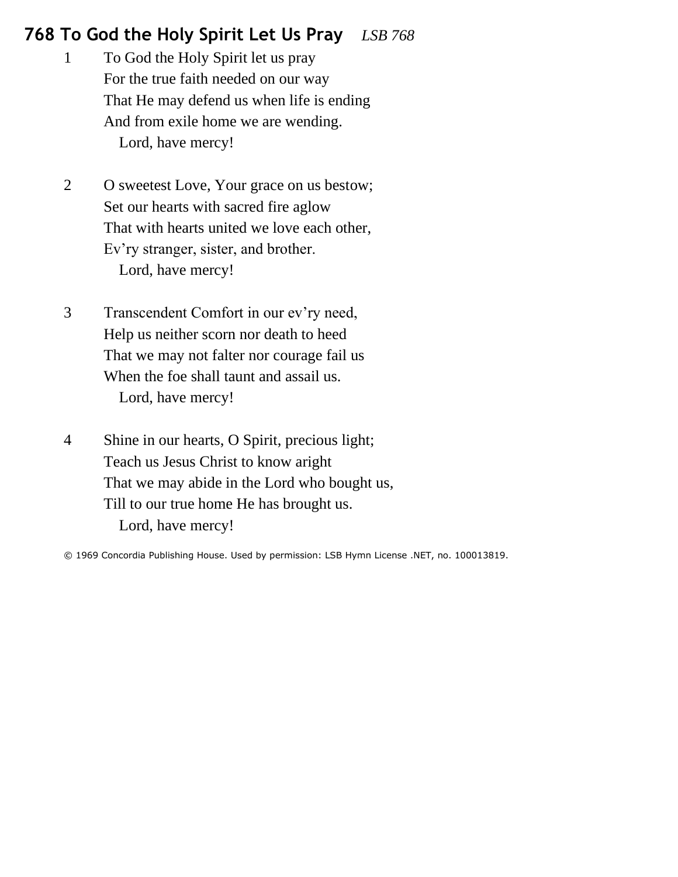## 768 To God the Holy Spirit Let Us Pray *LSB 768*

1 To God the Holy Spirit let us pray
For the true faith needed on our way
That He may defend us when life is ending
And from exile home we are wending.
Lord, have mercy!

2 O sweetest Love, Your grace on us bestow;
Set our hearts with sacred fire aglow
That with hearts united we love each other,
Ev'ry stranger, sister, and brother.
Lord, have mercy!

3 Transcendent Comfort in our ev'ry need,
Help us neither scorn nor death to heed
That we may not falter nor courage fail us
When the foe shall taunt and assail us.
Lord, have mercy!

4 Shine in our hearts, O Spirit, precious light;
Teach us Jesus Christ to know aright
That we may abide in the Lord who bought us,
Till to our true home He has brought us.
Lord, have mercy!

© 1969 Concordia Publishing House. Used by permission: LSB Hymn License .NET, no. 100013819.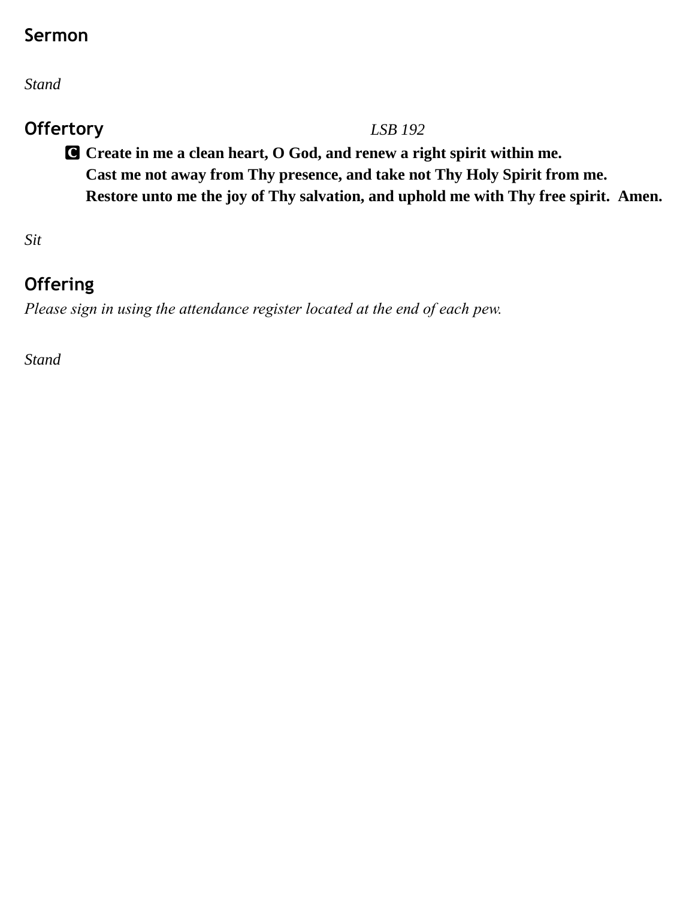## Sermon

*Stand*

## Offertory *LSB 192*

**C** **Create in me a clean heart, O God, and renew a right spirit within me.**
**Cast me not away from Thy presence, and take not Thy Holy Spirit from me.**
**Restore unto me the joy of Thy salvation, and uphold me with Thy free spirit. Amen.**

*Sit*

## Offering

*Please sign in using the attendance register located at the end of each pew.*

*Stand*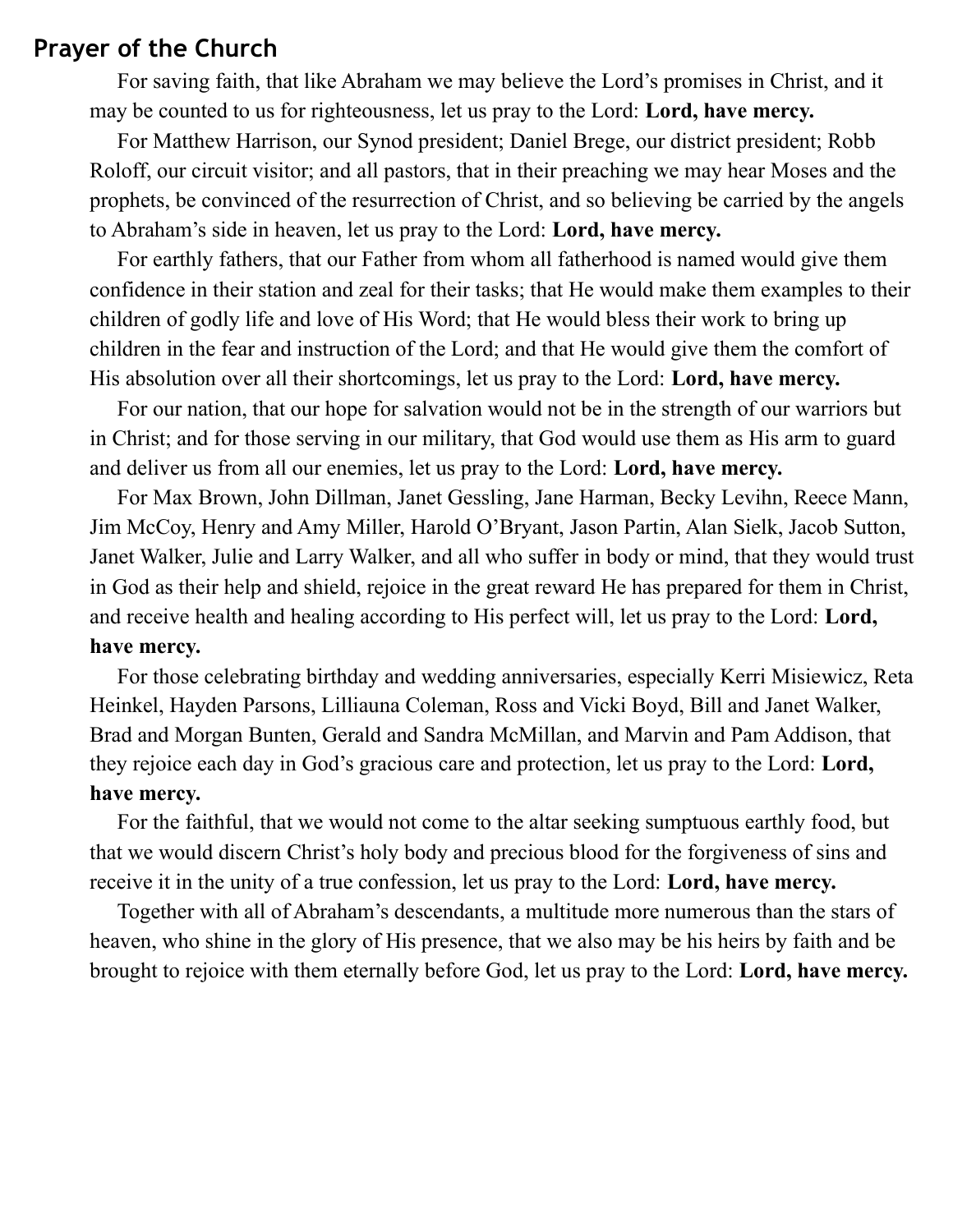## Prayer of the Church

For saving faith, that like Abraham we may believe the Lord's promises in Christ, and it may be counted to us for righteousness, let us pray to the Lord: **Lord, have mercy.**

For Matthew Harrison, our Synod president; Daniel Brege, our district president; Robb Roloff, our circuit visitor; and all pastors, that in their preaching we may hear Moses and the prophets, be convinced of the resurrection of Christ, and so believing be carried by the angels to Abraham's side in heaven, let us pray to the Lord: **Lord, have mercy.**

For earthly fathers, that our Father from whom all fatherhood is named would give them confidence in their station and zeal for their tasks; that He would make them examples to their children of godly life and love of His Word; that He would bless their work to bring up children in the fear and instruction of the Lord; and that He would give them the comfort of His absolution over all their shortcomings, let us pray to the Lord: **Lord, have mercy.**

For our nation, that our hope for salvation would not be in the strength of our warriors but in Christ; and for those serving in our military, that God would use them as His arm to guard and deliver us from all our enemies, let us pray to the Lord: **Lord, have mercy.**

For Max Brown, John Dillman, Janet Gessling, Jane Harman, Becky Levihn, Reece Mann, Jim McCoy, Henry and Amy Miller, Harold O'Bryant, Jason Partin, Alan Sielk, Jacob Sutton, Janet Walker, Julie and Larry Walker, and all who suffer in body or mind, that they would trust in God as their help and shield, rejoice in the great reward He has prepared for them in Christ, and receive health and healing according to His perfect will, let us pray to the Lord: **Lord, have mercy.**

For those celebrating birthday and wedding anniversaries, especially Kerri Misiewicz, Reta Heinkel, Hayden Parsons, Lilliauna Coleman, Ross and Vicki Boyd, Bill and Janet Walker, Brad and Morgan Bunten, Gerald and Sandra McMillan, and Marvin and Pam Addison, that they rejoice each day in God's gracious care and protection, let us pray to the Lord: **Lord, have mercy.**

For the faithful, that we would not come to the altar seeking sumptuous earthly food, but that we would discern Christ's holy body and precious blood for the forgiveness of sins and receive it in the unity of a true confession, let us pray to the Lord: **Lord, have mercy.**

Together with all of Abraham's descendants, a multitude more numerous than the stars of heaven, who shine in the glory of His presence, that we also may be his heirs by faith and be brought to rejoice with them eternally before God, let us pray to the Lord: **Lord, have mercy.**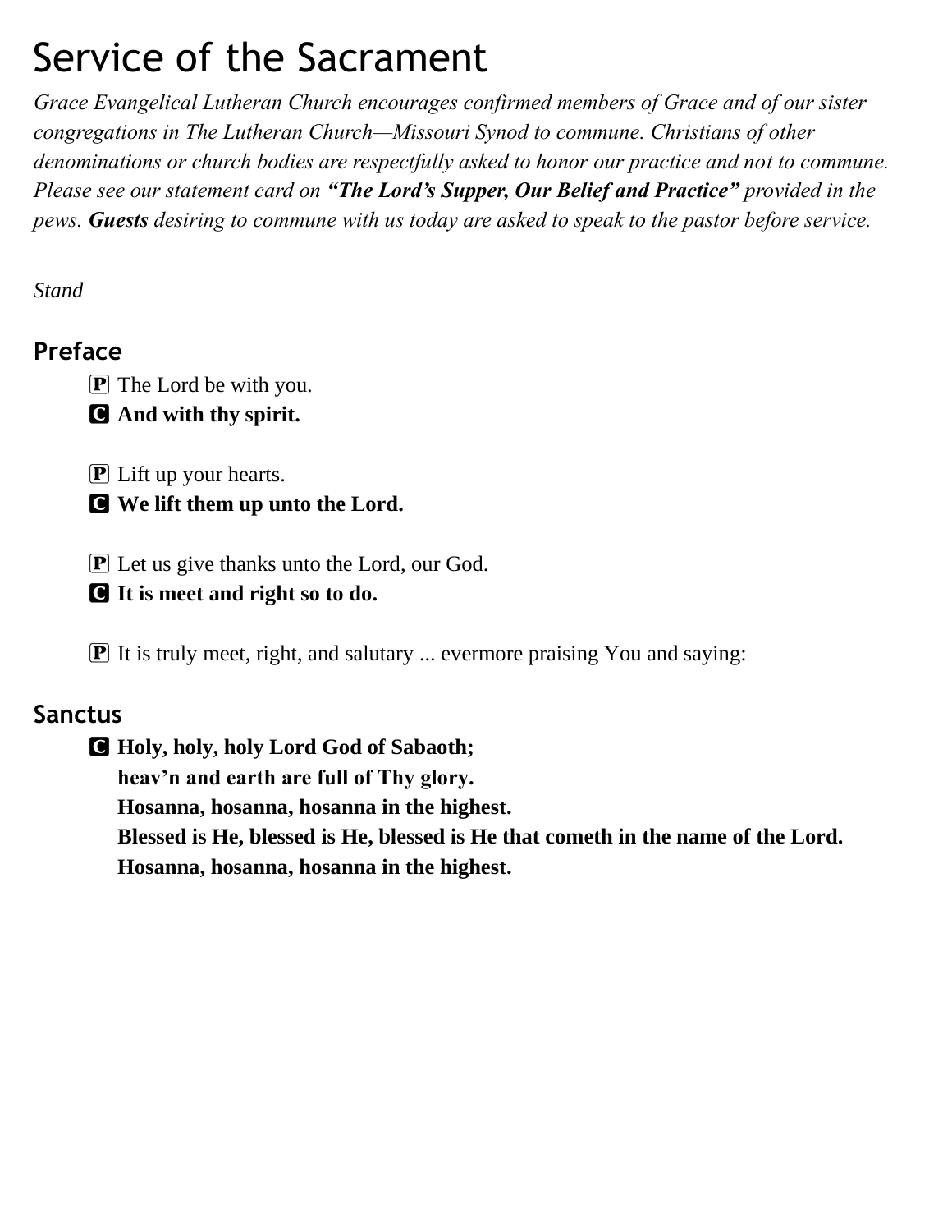# Service of the Sacrament

*Grace Evangelical Lutheran Church encourages confirmed members of Grace and of our sister congregations in The Lutheran Church—Missouri Synod to commune. Christians of other denominations or church bodies are respectfully asked to honor our practice and not to commune. Please see our statement card on* ***"The Lord's Supper, Our Belief and Practice"*** *provided in the pews.* ***Guests*** *desiring to commune with us today are asked to speak to the pastor before service.*

*Stand*

## Preface

P The Lord be with you.
**C And with thy spirit.**

P Lift up your hearts.
**C We lift them up unto the Lord.**

P Let us give thanks unto the Lord, our God.
**C It is meet and right so to do.**

P It is truly meet, right, and salutary ... evermore praising You and saying:

## Sanctus

**C Holy, holy, holy Lord God of Sabaoth;**
**heav'n and earth are full of Thy glory.**
**Hosanna, hosanna, hosanna in the highest.**
**Blessed is He, blessed is He, blessed is He that cometh in the name of the Lord.**
**Hosanna, hosanna, hosanna in the highest.**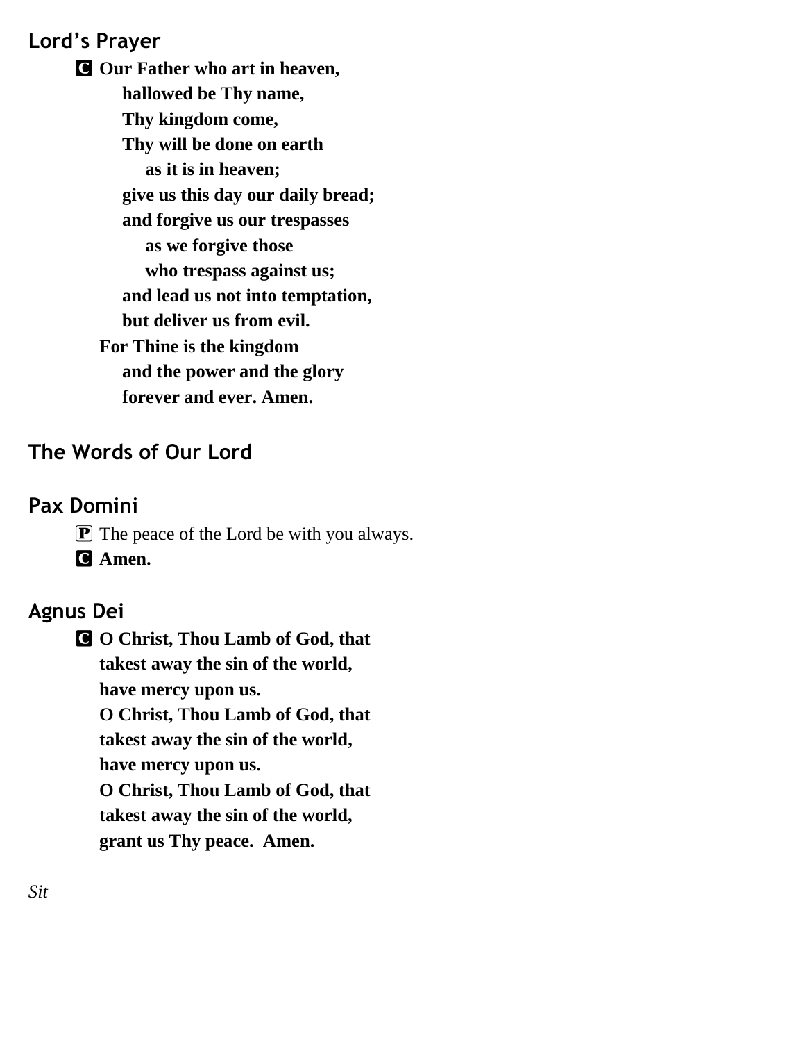## Lord's Prayer

**C** **Our Father who art in heaven,**
**hallowed be Thy name,**
**Thy kingdom come,**
**Thy will be done on earth**
**as it is in heaven;**
**give us this day our daily bread;**
**and forgive us our trespasses**
**as we forgive those**
**who trespass against us;**
**and lead us not into temptation,**
**but deliver us from evil.**
**For Thine is the kingdom**
**and the power and the glory**
**forever and ever. Amen.**

## The Words of Our Lord

## Pax Domini

**P** The peace of the Lord be with you always.
**C** **Amen.**

## Agnus Dei

**C** **O Christ, Thou Lamb of God, that**
**takest away the sin of the world,**
**have mercy upon us.**
**O Christ, Thou Lamb of God, that**
**takest away the sin of the world,**
**have mercy upon us.**
**O Christ, Thou Lamb of God, that**
**takest away the sin of the world,**
**grant us Thy peace. Amen.**

*Sit*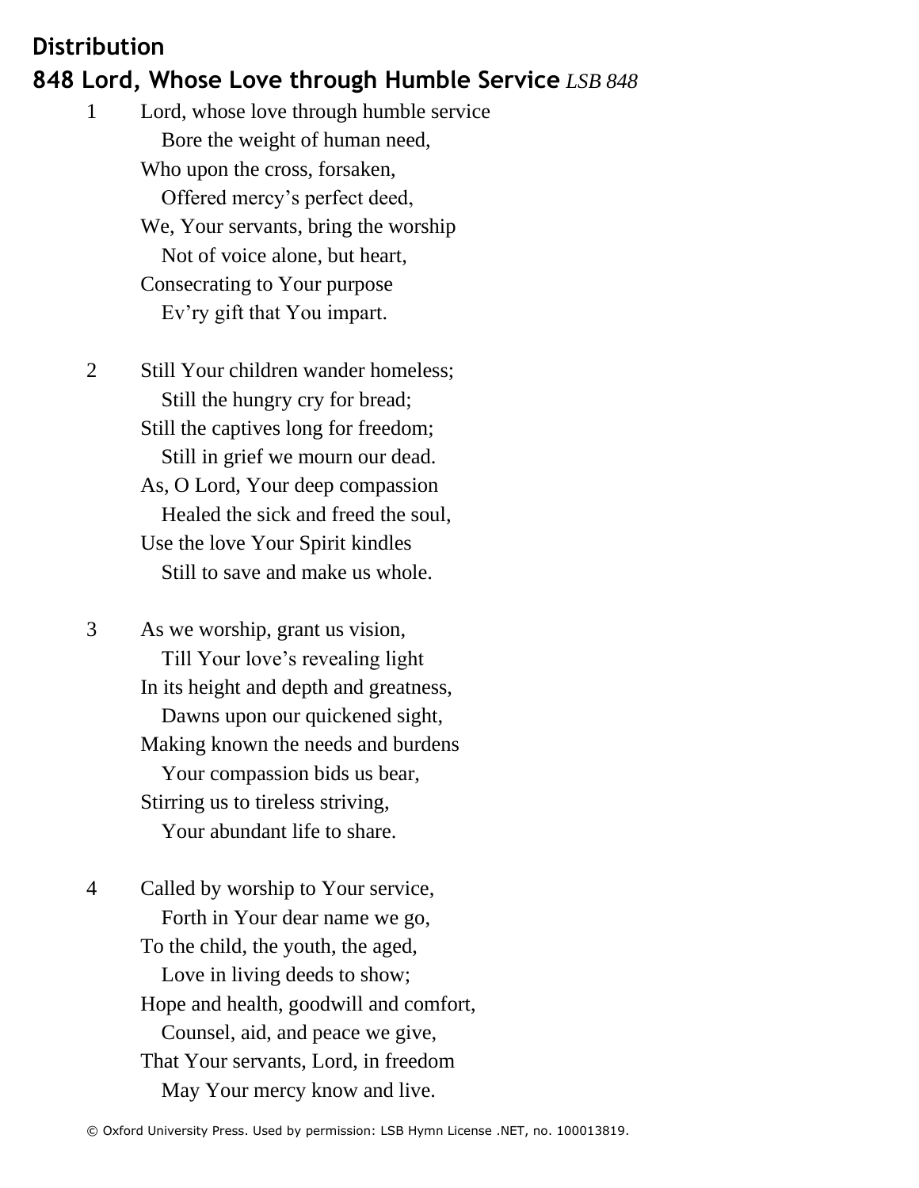## Distribution

### 848 Lord, Whose Love through Humble Service *LSB 848*

1 Lord, whose love through humble service  
  Bore the weight of human need,  
Who upon the cross, forsaken,  
  Offered mercy's perfect deed,  
We, Your servants, bring the worship  
  Not of voice alone, but heart,  
Consecrating to Your purpose  
  Ev'ry gift that You impart.

2 Still Your children wander homeless;  
  Still the hungry cry for bread;  
Still the captives long for freedom;  
  Still in grief we mourn our dead.  
As, O Lord, Your deep compassion  
  Healed the sick and freed the soul,  
Use the love Your Spirit kindles  
  Still to save and make us whole.

3 As we worship, grant us vision,  
  Till Your love's revealing light  
In its height and depth and greatness,  
  Dawns upon our quickened sight,  
Making known the needs and burdens  
  Your compassion bids us bear,  
Stirring us to tireless striving,  
  Your abundant life to share.

4 Called by worship to Your service,  
  Forth in Your dear name we go,  
To the child, the youth, the aged,  
  Love in living deeds to show;  
Hope and health, goodwill and comfort,  
  Counsel, aid, and peace we give,  
That Your servants, Lord, in freedom  
  May Your mercy know and live.

© Oxford University Press. Used by permission: LSB Hymn License .NET, no. 100013819.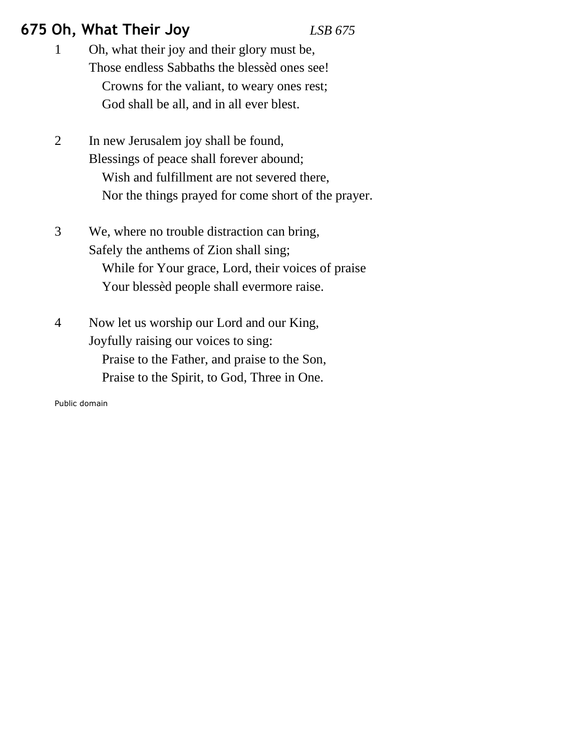## 675 Oh, What Their Joy *LSB 675*

1 Oh, what their joy and their glory must be,
Those endless Sabbaths the blessèd ones see!
  Crowns for the valiant, to weary ones rest;
  God shall be all, and in all ever blest.

2 In new Jerusalem joy shall be found,
Blessings of peace shall forever abound;
  Wish and fulfillment are not severed there,
  Nor the things prayed for come short of the prayer.

3 We, where no trouble distraction can bring,
Safely the anthems of Zion shall sing;
  While for Your grace, Lord, their voices of praise
  Your blessèd people shall evermore raise.

4 Now let us worship our Lord and our King,
Joyfully raising our voices to sing:
  Praise to the Father, and praise to the Son,
  Praise to the Spirit, to God, Three in One.

Public domain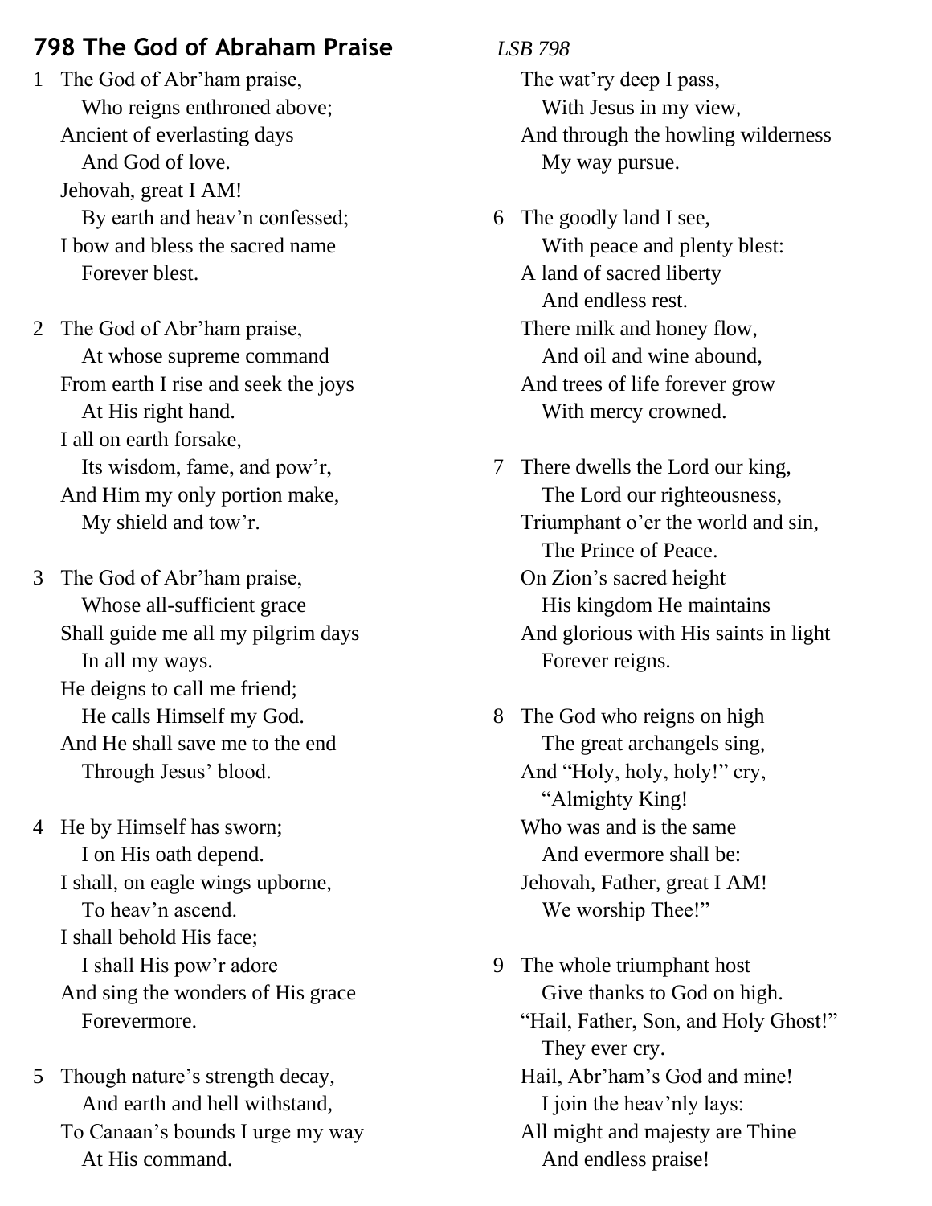## 798 The God of Abraham Praise

*LSB 798*

1 The God of Abr'ham praise,
Who reigns enthroned above;
Ancient of everlasting days
And God of love.
Jehovah, great I AM!
By earth and heav'n confessed;
I bow and bless the sacred name
Forever blest.

2 The God of Abr'ham praise,
At whose supreme command
From earth I rise and seek the joys
At His right hand.
I all on earth forsake,
Its wisdom, fame, and pow'r,
And Him my only portion make,
My shield and tow'r.

3 The God of Abr'ham praise,
Whose all-sufficient grace
Shall guide me all my pilgrim days
In all my ways.
He deigns to call me friend;
He calls Himself my God.
And He shall save me to the end
Through Jesus' blood.

4 He by Himself has sworn;
I on His oath depend.
I shall, on eagle wings upborne,
To heav'n ascend.
I shall behold His face;
I shall His pow'r adore
And sing the wonders of His grace
Forevermore.

5 Though nature's strength decay,
And earth and hell withstand,
To Canaan's bounds I urge my way
At His command.
The wat'ry deep I pass,
With Jesus in my view,
And through the howling wilderness
My way pursue.

6 The goodly land I see,
With peace and plenty blest:
A land of sacred liberty
And endless rest.
There milk and honey flow,
And oil and wine abound,
And trees of life forever grow
With mercy crowned.

7 There dwells the Lord our king,
The Lord our righteousness,
Triumphant o'er the world and sin,
The Prince of Peace.
On Zion's sacred height
His kingdom He maintains
And glorious with His saints in light
Forever reigns.

8 The God who reigns on high
The great archangels sing,
And "Holy, holy, holy!" cry,
"Almighty King!
Who was and is the same
And evermore shall be:
Jehovah, Father, great I AM!
We worship Thee!"

9 The whole triumphant host
Give thanks to God on high.
"Hail, Father, Son, and Holy Ghost!"
They ever cry.
Hail, Abr'ham's God and mine!
I join the heav'nly lays:
All might and majesty are Thine
And endless praise!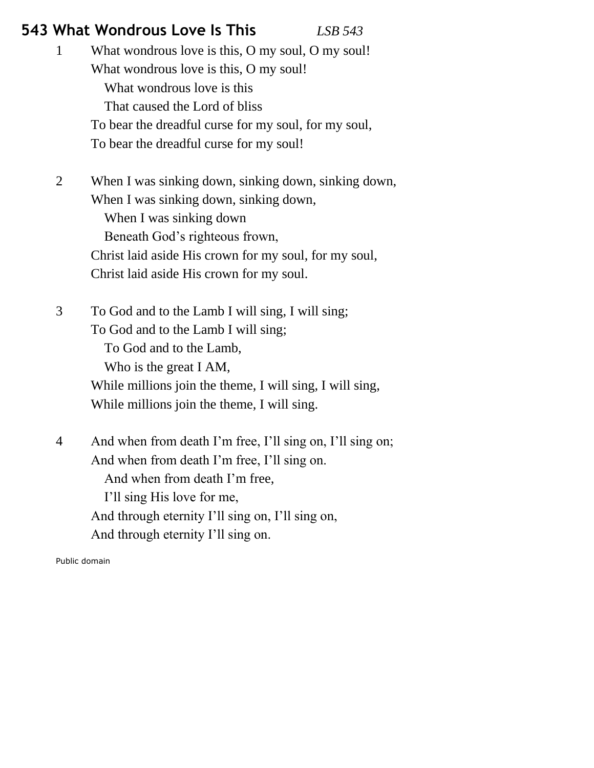## 543 What Wondrous Love Is This *LSB 543*

1 What wondrous love is this, O my soul, O my soul!
What wondrous love is this, O my soul!
  What wondrous love is this
  That caused the Lord of bliss
To bear the dreadful curse for my soul, for my soul,
To bear the dreadful curse for my soul!

2 When I was sinking down, sinking down, sinking down,
When I was sinking down, sinking down,
  When I was sinking down
  Beneath God's righteous frown,
Christ laid aside His crown for my soul, for my soul,
Christ laid aside His crown for my soul.

3 To God and to the Lamb I will sing, I will sing;
To God and to the Lamb I will sing;
  To God and to the Lamb,
  Who is the great I AM,
While millions join the theme, I will sing, I will sing,
While millions join the theme, I will sing.

4 And when from death I'm free, I'll sing on, I'll sing on;
And when from death I'm free, I'll sing on.
  And when from death I'm free,
  I'll sing His love for me,
And through eternity I'll sing on, I'll sing on,
And through eternity I'll sing on.

Public domain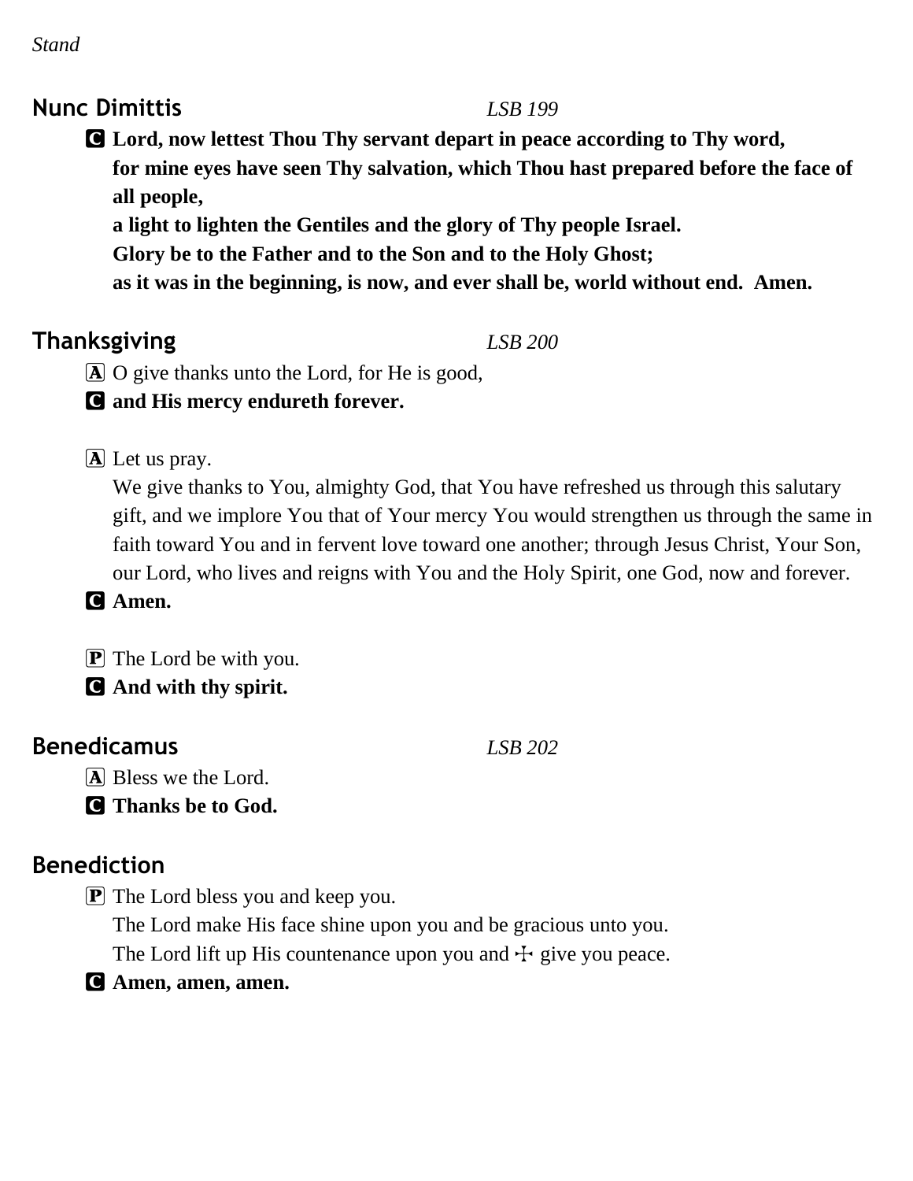*Stand*

## Nunc Dimittis *LSB 199*

**C** **Lord, now lettest Thou Thy servant depart in peace according to Thy word,**
**for mine eyes have seen Thy salvation, which Thou hast prepared before the face of all people,**
**a light to lighten the Gentiles and the glory of Thy people Israel.**
**Glory be to the Father and to the Son and to the Holy Ghost;**
**as it was in the beginning, is now, and ever shall be, world without end. Amen.**

## Thanksgiving *LSB 200*

**A** O give thanks unto the Lord, for He is good,
**C** **and His mercy endureth forever.**

**A** Let us pray.
We give thanks to You, almighty God, that You have refreshed us through this salutary gift, and we implore You that of Your mercy You would strengthen us through the same in faith toward You and in fervent love toward one another; through Jesus Christ, Your Son, our Lord, who lives and reigns with You and the Holy Spirit, one God, now and forever.
**C** **Amen.**

**P** The Lord be with you.
**C** **And with thy spirit.**

## Benedicamus *LSB 202*

**A** Bless we the Lord.
**C** **Thanks be to God.**

## Benediction

**P** The Lord bless you and keep you.
The Lord make His face shine upon you and be gracious unto you.
The Lord lift up His countenance upon you and ☩ give you peace.
**C** **Amen, amen, amen.**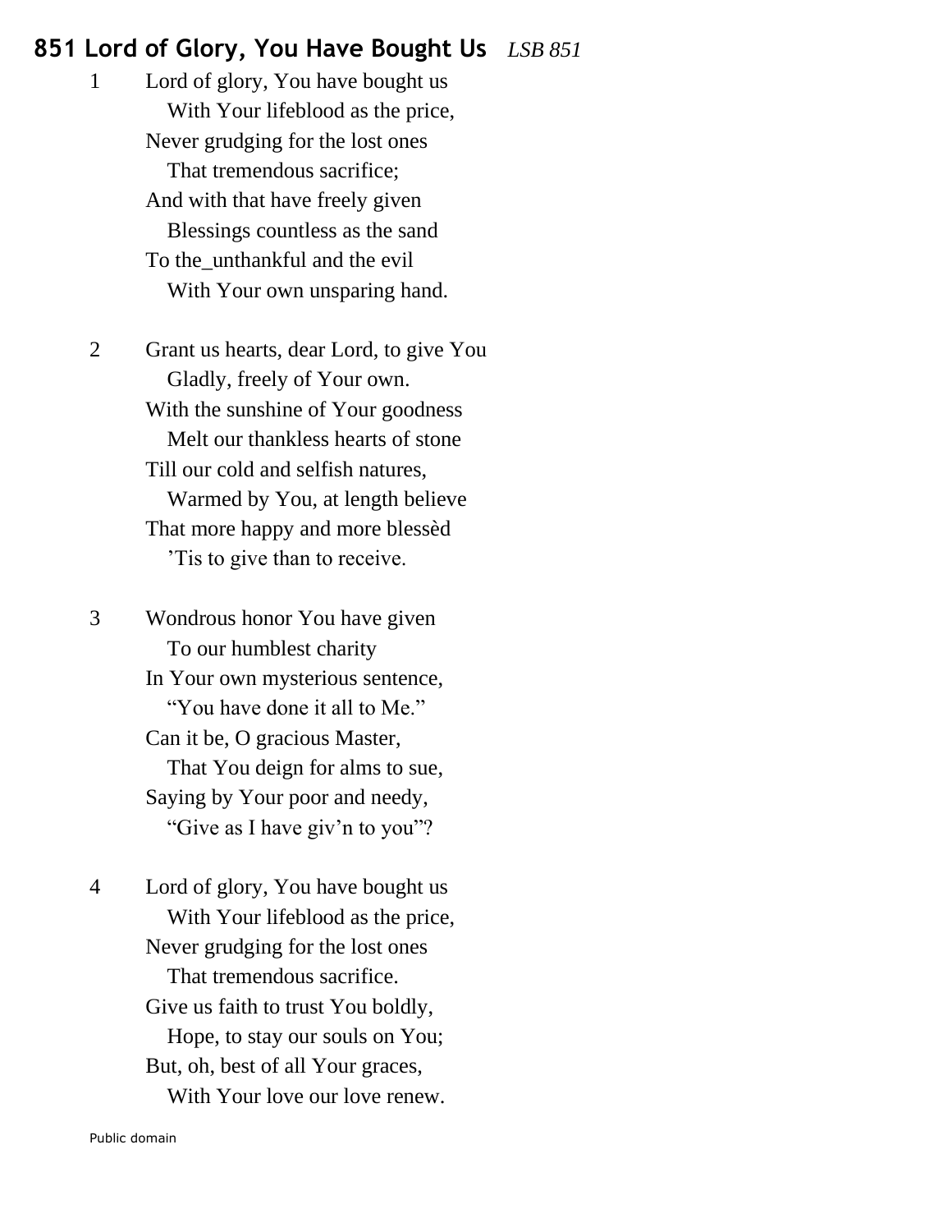## 851 Lord of Glory, You Have Bought Us *LSB 851*

1 Lord of glory, You have bought us
With Your lifeblood as the price,
Never grudging for the lost ones
That tremendous sacrifice;
And with that have freely given
Blessings countless as the sand
To the_unthankful and the evil
With Your own unsparing hand.

2 Grant us hearts, dear Lord, to give You
Gladly, freely of Your own.
With the sunshine of Your goodness
Melt our thankless hearts of stone
Till our cold and selfish natures,
Warmed by You, at length believe
That more happy and more blessèd
'Tis to give than to receive.

3 Wondrous honor You have given
To our humblest charity
In Your own mysterious sentence,
"You have done it all to Me."
Can it be, O gracious Master,
That You deign for alms to sue,
Saying by Your poor and needy,
"Give as I have giv'n to you"?

4 Lord of glory, You have bought us
With Your lifeblood as the price,
Never grudging for the lost ones
That tremendous sacrifice.
Give us faith to trust You boldly,
Hope, to stay our souls on You;
But, oh, best of all Your graces,
With Your love our love renew.

Public domain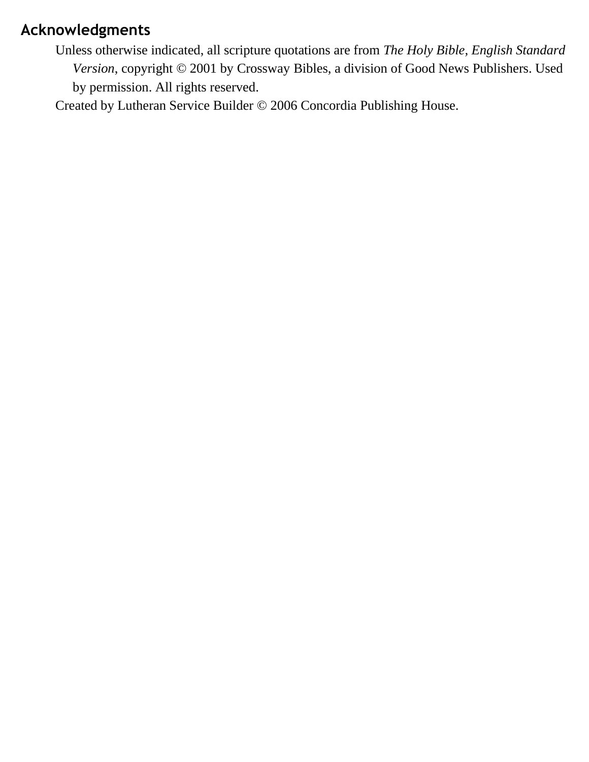## Acknowledgments

Unless otherwise indicated, all scripture quotations are from *The Holy Bible, English Standard Version*, copyright © 2001 by Crossway Bibles, a division of Good News Publishers. Used by permission. All rights reserved.

Created by Lutheran Service Builder © 2006 Concordia Publishing House.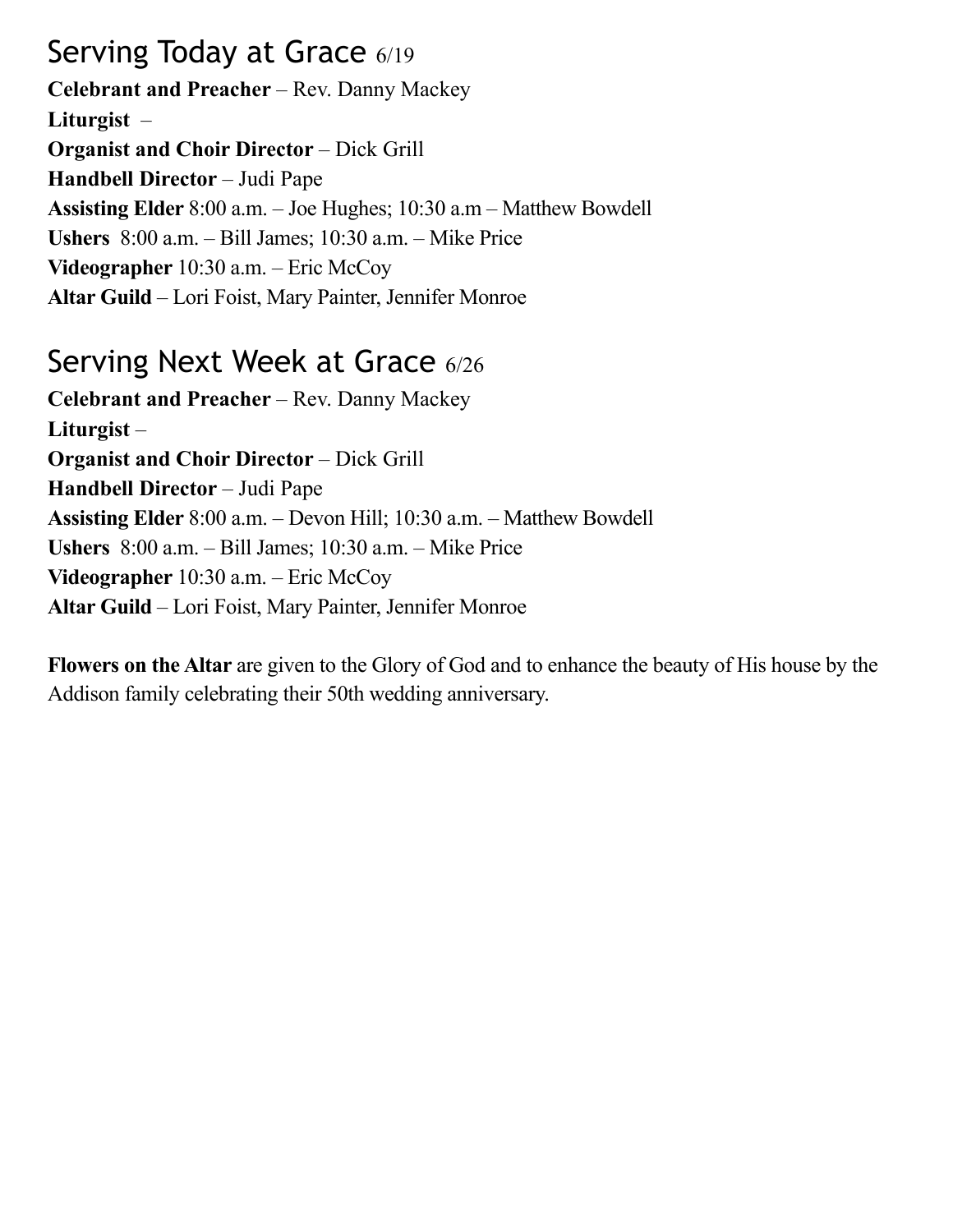## Serving Today at Grace 6/19

**Celebrant and Preacher** – Rev. Danny Mackey
**Liturgist** –
**Organist and Choir Director** – Dick Grill
**Handbell Director** – Judi Pape
**Assisting Elder** 8:00 a.m. – Joe Hughes; 10:30 a.m – Matthew Bowdell
**Ushers** 8:00 a.m. – Bill James; 10:30 a.m. – Mike Price
**Videographer** 10:30 a.m. – Eric McCoy
**Altar Guild** – Lori Foist, Mary Painter, Jennifer Monroe

## Serving Next Week at Grace 6/26

**Celebrant and Preacher** – Rev. Danny Mackey
**Liturgist** –
**Organist and Choir Director** – Dick Grill
**Handbell Director** – Judi Pape
**Assisting Elder** 8:00 a.m. – Devon Hill; 10:30 a.m. – Matthew Bowdell
**Ushers** 8:00 a.m. – Bill James; 10:30 a.m. – Mike Price
**Videographer** 10:30 a.m. – Eric McCoy
**Altar Guild** – Lori Foist, Mary Painter, Jennifer Monroe

**Flowers on the Altar** are given to the Glory of God and to enhance the beauty of His house by the Addison family celebrating their 50th wedding anniversary.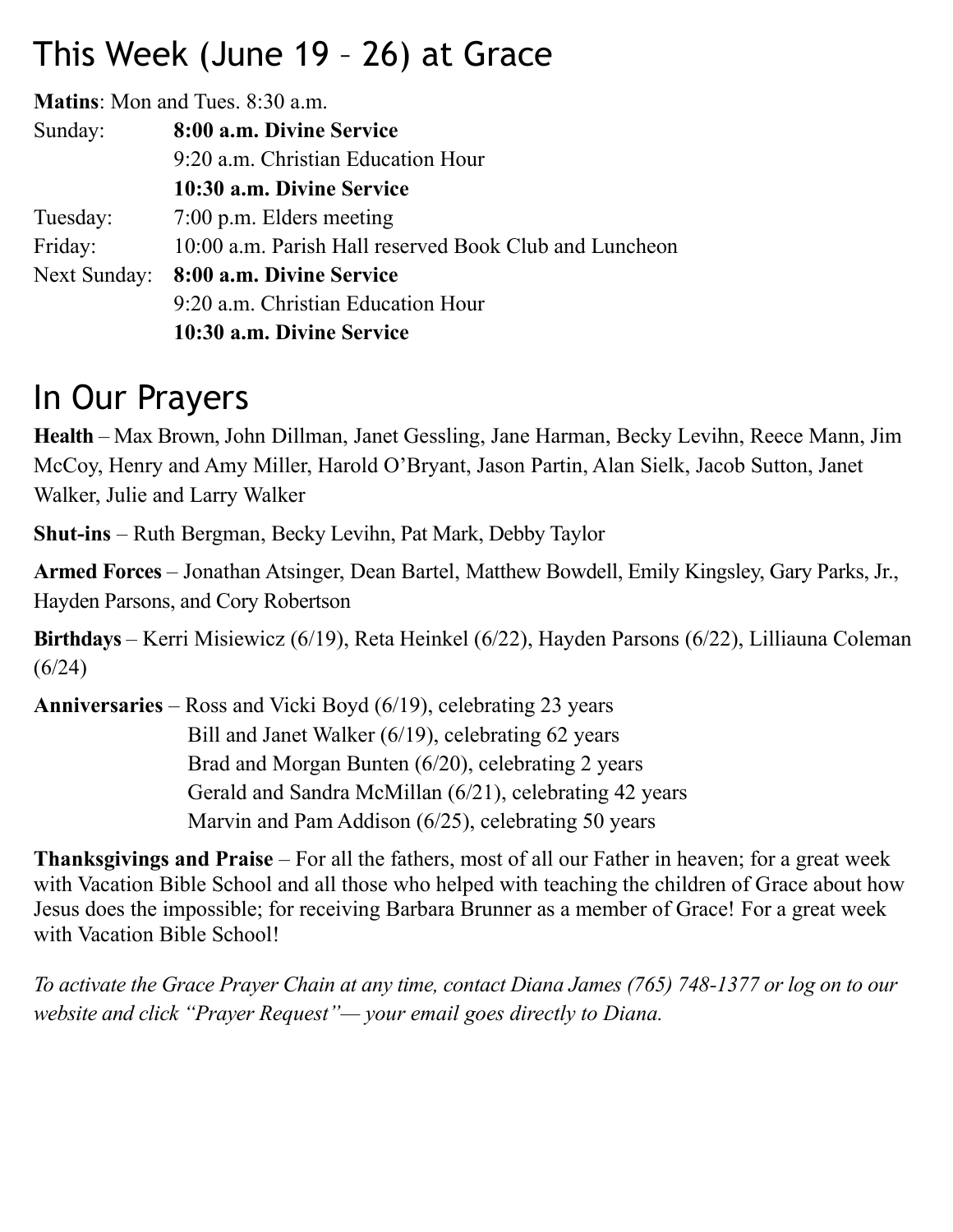# This Week (June 19 – 26) at Grace

**Matins**: Mon and Tues. 8:30 a.m.

| | |
|---|---|
| Sunday: | **8:00 a.m. Divine Service** |
| | 9:20 a.m. Christian Education Hour |
| | **10:30 a.m. Divine Service** |
| Tuesday: | 7:00 p.m. Elders meeting |
| Friday: | 10:00 a.m. Parish Hall reserved Book Club and Luncheon |
| Next Sunday: | **8:00 a.m. Divine Service** |
| | 9:20 a.m. Christian Education Hour |
| | **10:30 a.m. Divine Service** |

# In Our Prayers

**Health** – Max Brown, John Dillman, Janet Gessling, Jane Harman, Becky Levihn, Reece Mann, Jim McCoy, Henry and Amy Miller, Harold O'Bryant, Jason Partin, Alan Sielk, Jacob Sutton, Janet Walker, Julie and Larry Walker

**Shut-ins** – Ruth Bergman, Becky Levihn, Pat Mark, Debby Taylor

**Armed Forces** – Jonathan Atsinger, Dean Bartel, Matthew Bowdell, Emily Kingsley, Gary Parks, Jr., Hayden Parsons, and Cory Robertson

**Birthdays** – Kerri Misiewicz (6/19), Reta Heinkel (6/22), Hayden Parsons (6/22), Lilliauna Coleman (6/24)

**Anniversaries** – Ross and Vicki Boyd (6/19), celebrating 23 years
Bill and Janet Walker (6/19), celebrating 62 years
Brad and Morgan Bunten (6/20), celebrating 2 years
Gerald and Sandra McMillan (6/21), celebrating 42 years
Marvin and Pam Addison (6/25), celebrating 50 years

**Thanksgivings and Praise** – For all the fathers, most of all our Father in heaven; for a great week with Vacation Bible School and all those who helped with teaching the children of Grace about how Jesus does the impossible; for receiving Barbara Brunner as a member of Grace! For a great week with Vacation Bible School!

*To activate the Grace Prayer Chain at any time, contact Diana James (765) 748-1377 or log on to our website and click "Prayer Request"— your email goes directly to Diana.*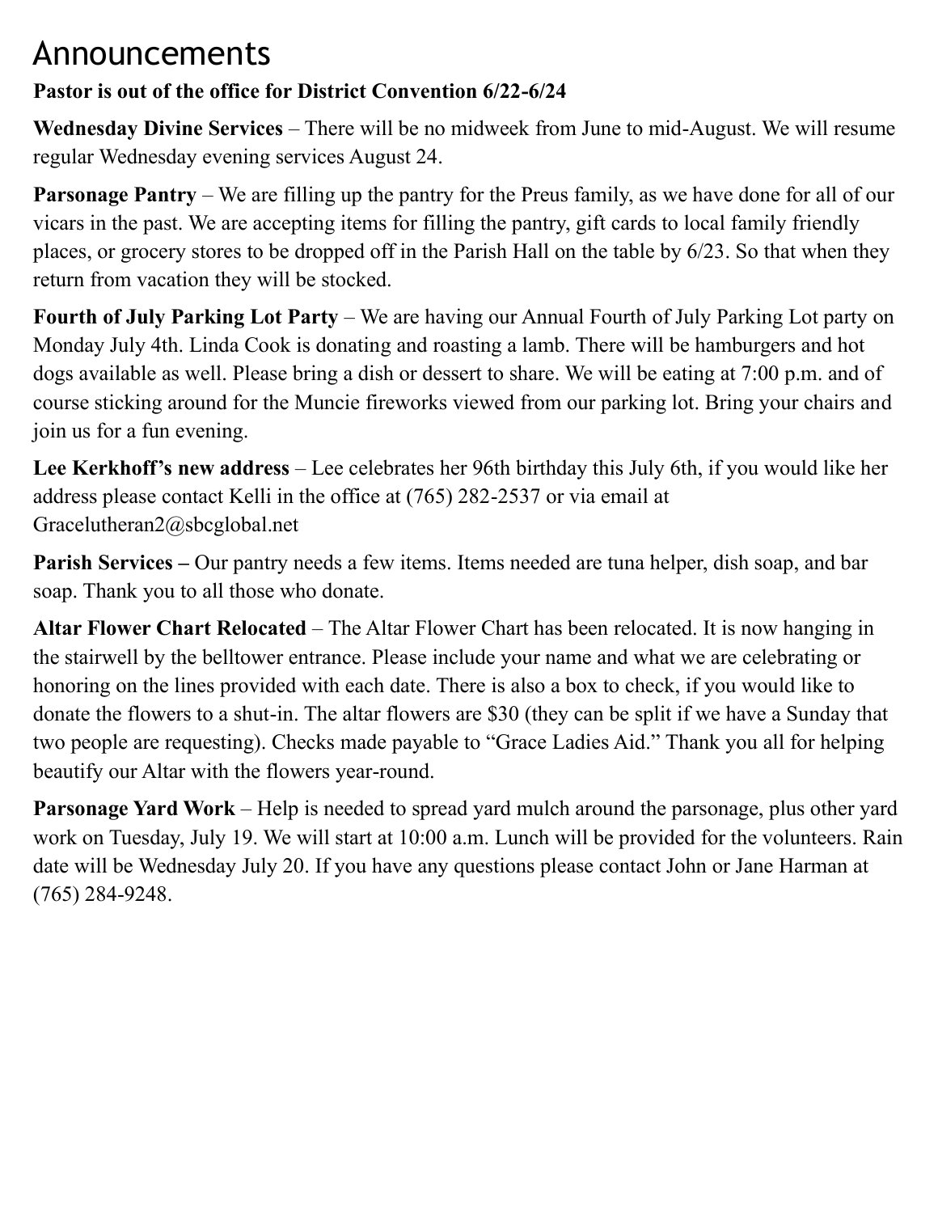# Announcements

**Pastor is out of the office for District Convention 6/22-6/24**

**Wednesday Divine Services** – There will be no midweek from June to mid-August. We will resume regular Wednesday evening services August 24.

**Parsonage Pantry** – We are filling up the pantry for the Preus family, as we have done for all of our vicars in the past. We are accepting items for filling the pantry, gift cards to local family friendly places, or grocery stores to be dropped off in the Parish Hall on the table by 6/23. So that when they return from vacation they will be stocked.

**Fourth of July Parking Lot Party** – We are having our Annual Fourth of July Parking Lot party on Monday July 4th. Linda Cook is donating and roasting a lamb. There will be hamburgers and hot dogs available as well. Please bring a dish or dessert to share. We will be eating at 7:00 p.m. and of course sticking around for the Muncie fireworks viewed from our parking lot. Bring your chairs and join us for a fun evening.

**Lee Kerkhoff's new address** – Lee celebrates her 96th birthday this July 6th, if you would like her address please contact Kelli in the office at (765) 282-2537 or via email at Gracelutheran2@sbcglobal.net

**Parish Services –** Our pantry needs a few items. Items needed are tuna helper, dish soap, and bar soap. Thank you to all those who donate.

**Altar Flower Chart Relocated** – The Altar Flower Chart has been relocated. It is now hanging in the stairwell by the belltower entrance. Please include your name and what we are celebrating or honoring on the lines provided with each date. There is also a box to check, if you would like to donate the flowers to a shut-in. The altar flowers are $30 (they can be split if we have a Sunday that two people are requesting). Checks made payable to "Grace Ladies Aid." Thank you all for helping beautify our Altar with the flowers year-round.

**Parsonage Yard Work** – Help is needed to spread yard mulch around the parsonage, plus other yard work on Tuesday, July 19. We will start at 10:00 a.m. Lunch will be provided for the volunteers. Rain date will be Wednesday July 20. If you have any questions please contact John or Jane Harman at (765) 284-9248.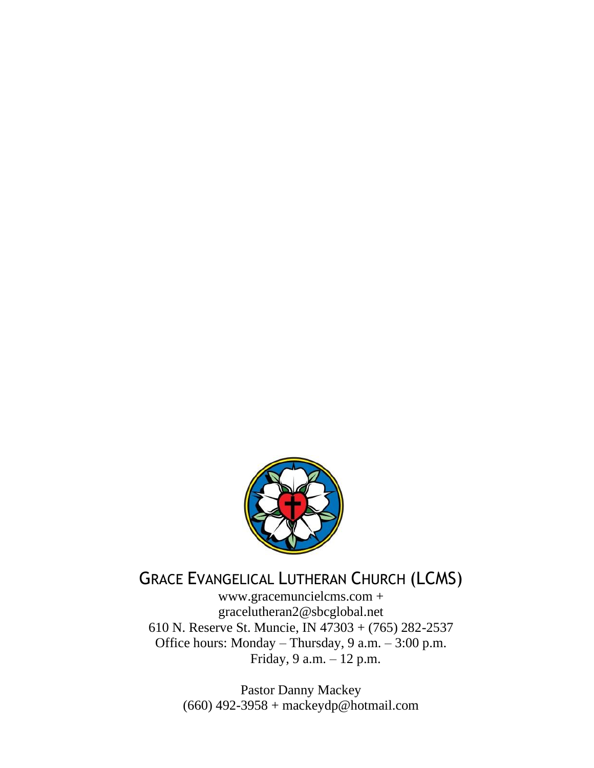GRACE EVANGELICAL LUTHERAN CHURCH (LCMS)

www.gracemuncielcms.com +
gracelutheran2@sbcglobal.net
610 N. Reserve St. Muncie, IN 47303 + (765) 282-2537
Office hours: Monday – Thursday, 9 a.m. – 3:00 p.m.
Friday, 9 a.m. – 12 p.m.

Pastor Danny Mackey
(660) 492-3958 + mackeydp@hotmail.com